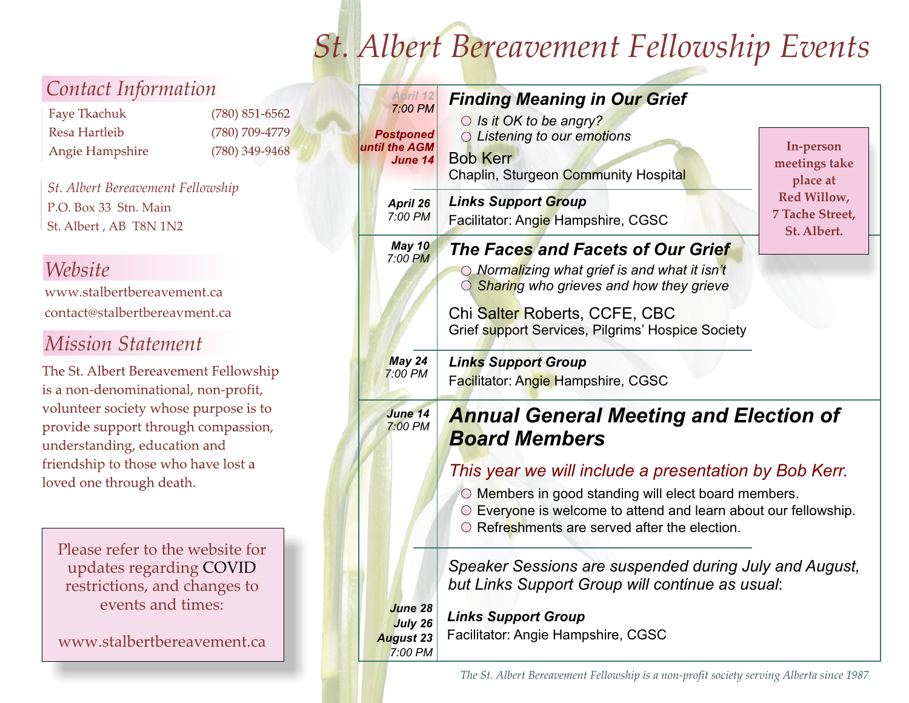# St. Albert Bereavement Fellowship Events

## Contact Information

| | |
|---|---|
| Faye Tkachuk | (780) 851-6562 |
| Resa Hartleib | (780) 709-4779 |
| Angie Hampshire | (780) 349-9468 |

*St. Albert Bereavement Fellowship*
P.O. Box 33 Stn. Main
St. Albert , AB T8N 1N2

## Website

www.stalbertbereavement.ca
contact@stalbertbereavment.ca

## Mission Statement

The St. Albert Bereavement Fellowship is a non-denominational, non-profit, volunteer society whose purpose is to provide support through compassion, understanding, education and friendship to those who have lost a loved one through death.

Please refer to the website for updates regarding COVID restrictions, and changes to events and times:

www.stalbertbereavement.ca

---

**In-person meetings take place at Red Willow, 7 Tache Street, St. Albert.**

**~~April 12~~ 7:00 PM — Postponed until the AGM June 14**

***Finding Meaning in Our Grief***

- *Is it OK to be angry?*
- *Listening to our emotions*

Bob Kerr
Chaplin, Sturgeon Community Hospital

**April 26 7:00 PM**

***Links Support Group***
Facilitator: Angie Hampshire, CGSC

**May 10 7:00 PM**

***The Faces and Facets of Our Grief***

- *Normalizing what grief is and what it isn't*
- *Sharing who grieves and how they grieve*

Chi Salter Roberts, CCFE, CBC
Grief support Services, Pilgrims' Hospice Society

**May 24 7:00 PM**

***Links Support Group***
Facilitator: Angie Hampshire, CGSC

**June 14 7:00 PM**

***Annual General Meeting and Election of Board Members***

*This year we will include a presentation by Bob Kerr.*

- Members in good standing will elect board members.
- Everyone is welcome to attend and learn about our fellowship.
- Refreshments are served after the election.

*Speaker Sessions are suspended during July and August, but Links Support Group will continue as usual*:

**June 28, July 26, August 23 7:00 PM**

***Links Support Group***
Facilitator: Angie Hampshire, CGSC

*The St. Albert Bereavement Fellowship is a non-profit society serving Alberta since 1987*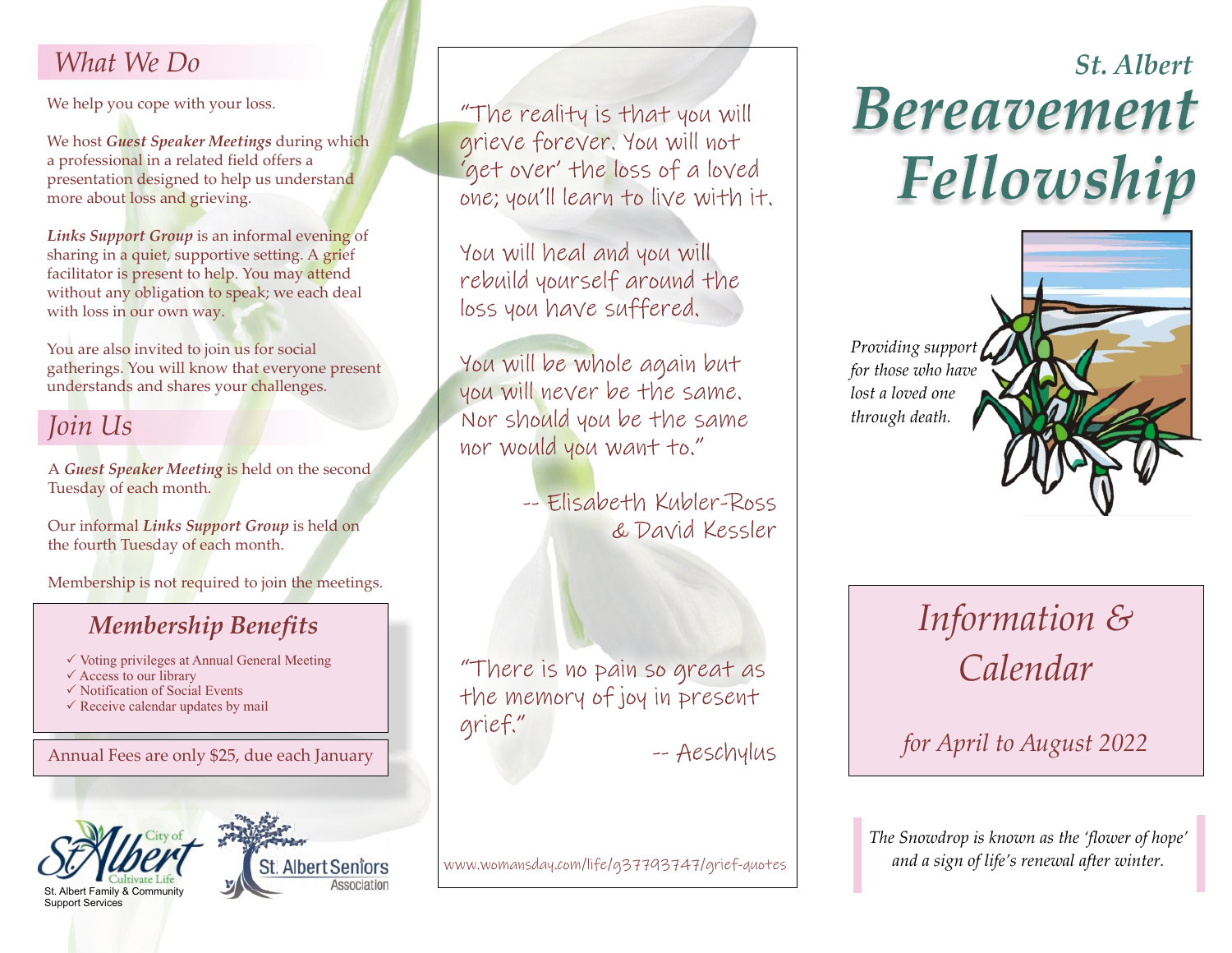## What We Do

We help you cope with your loss.

We host ***Guest Speaker Meetings*** during which a professional in a related field offers a presentation designed to help us understand more about loss and grieving.

***Links Support Group*** is an informal evening of sharing in a quiet, supportive setting. A grief facilitator is present to help. You may attend without any obligation to speak; we each deal with loss in our own way.

You are also invited to join us for social gatherings. You will know that everyone present understands and shares your challenges.

## Join Us

A ***Guest Speaker Meeting*** is held on the second Tuesday of each month.

Our informal ***Links Support Group*** is held on the fourth Tuesday of each month.

Membership is not required to join the meetings.

### Membership Benefits

- ✓ Voting privileges at Annual General Meeting
- ✓ Access to our library
- ✓ Notification of Social Events
- ✓ Receive calendar updates by mail

Annual Fees are only $25, due each January

City of St. Albert — Cultivate Life
St. Albert Family & Community Support Services

St. Albert Seniors Association

"The reality is that you will grieve forever. You will not 'get over' the loss of a loved one; you'll learn to live with it.

You will heal and you will rebuild yourself around the loss you have suffered.

You will be whole again but you will never be the same. Nor should you be the same nor would you want to."

-- Elisabeth Kubler-Ross & David Kessler

"There is no pain so great as the memory of joy in present grief."

-- Aeschylus

www.womansday.com/life/g37793747/grief-quotes

# St. Albert *Bereavement Fellowship*

*Providing support for those who have lost a loved one through death.*

## *Information & Calendar*

*for April to August 2022*

*The Snowdrop is known as the 'flower of hope' and a sign of life's renewal after winter.*